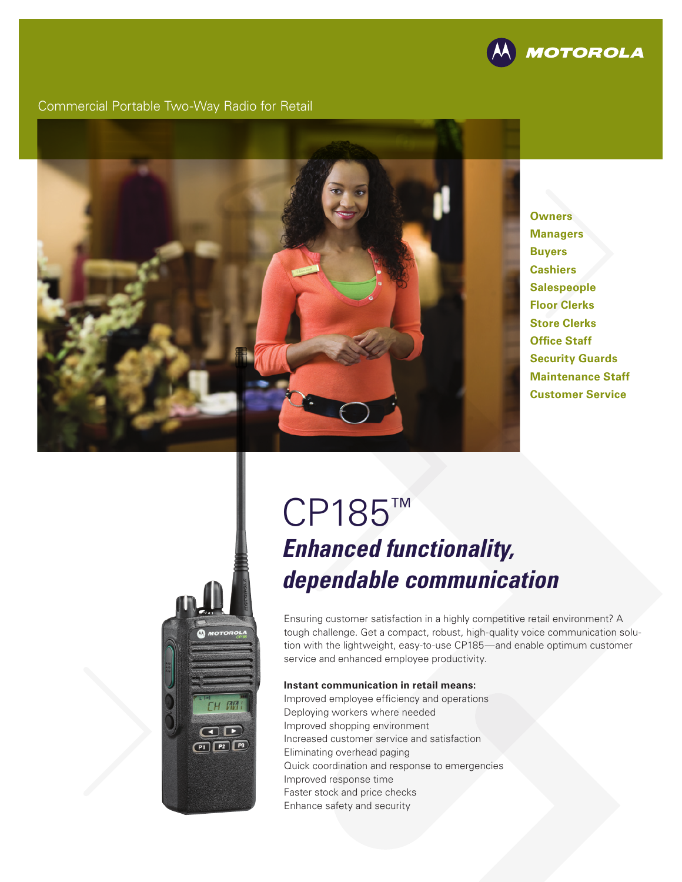Commercial Portable Two-Way Radio for Retail

**Owners**
**Managers**
**Buyers**
**Cashiers**
**Salespeople**
**Floor Clerks**
**Store Clerks**
**Office Staff**
**Security Guards**
**Maintenance Staff**
**Customer Service**

# CP185™

## *Enhanced functionality, dependable communication*

Ensuring customer satisfaction in a highly competitive retail environment? A tough challenge. Get a compact, robust, high-quality voice communication solution with the lightweight, easy-to-use CP185—and enable optimum customer service and enhanced employee productivity.

**Instant communication in retail means:**

Improved employee efficiency and operations
Deploying workers where needed
Improved shopping environment
Increased customer service and satisfaction
Eliminating overhead paging
Quick coordination and response to emergencies
Improved response time
Faster stock and price checks
Enhance safety and security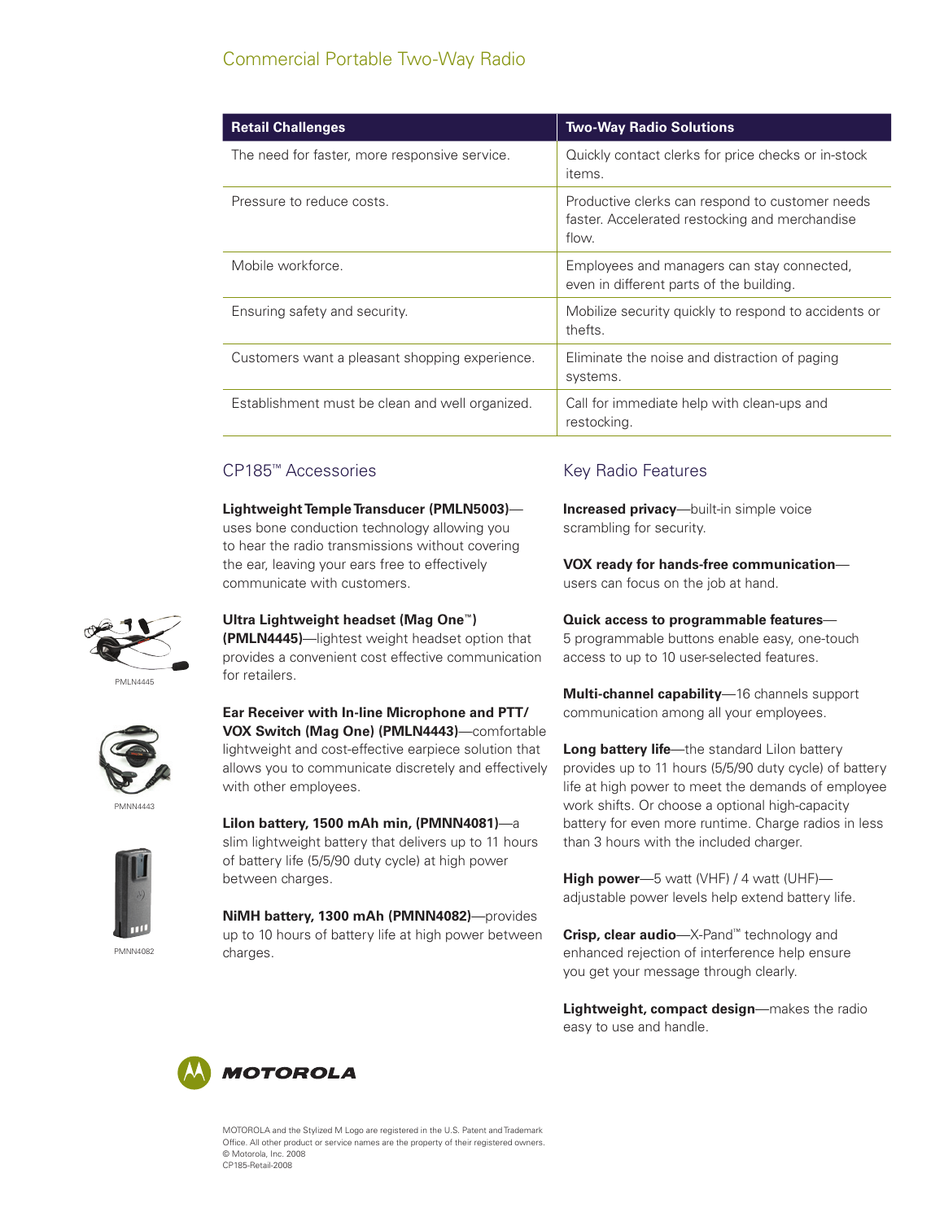## Commercial Portable Two-Way Radio

| Retail Challenges | Two-Way Radio Solutions |
|---|---|
| The need for faster, more responsive service. | Quickly contact clerks for price checks or in-stock items. |
| Pressure to reduce costs. | Productive clerks can respond to customer needs faster. Accelerated restocking and merchandise flow. |
| Mobile workforce. | Employees and managers can stay connected, even in different parts of the building. |
| Ensuring safety and security. | Mobilize security quickly to respond to accidents or thefts. |
| Customers want a pleasant shopping experience. | Eliminate the noise and distraction of paging systems. |
| Establishment must be clean and well organized. | Call for immediate help with clean-ups and restocking. |

### CP185™ Accessories

**Lightweight Temple Transducer (PMLN5003)**—uses bone conduction technology allowing you to hear the radio transmissions without covering the ear, leaving your ears free to effectively communicate with customers.

**Ultra Lightweight headset (Mag One™) (PMLN4445)**—lightest weight headset option that provides a convenient cost effective communication for retailers.

PMLN4445

**Ear Receiver with In-line Microphone and PTT/ VOX Switch (Mag One) (PMLN4443)**—comfortable lightweight and cost-effective earpiece solution that allows you to communicate discretely and effectively with other employees.

PMNN4443

**LiIon battery, 1500 mAh min, (PMNN4081)**—a slim lightweight battery that delivers up to 11 hours of battery life (5/5/90 duty cycle) at high power between charges.

**NiMH battery, 1300 mAh (PMNN4082)**—provides up to 10 hours of battery life at high power between charges.

PMNN4082

### Key Radio Features

**Increased privacy**—built-in simple voice scrambling for security.

**VOX ready for hands-free communication**—users can focus on the job at hand.

**Quick access to programmable features**—5 programmable buttons enable easy, one-touch access to up to 10 user-selected features.

**Multi-channel capability**—16 channels support communication among all your employees.

**Long battery life**—the standard LiIon battery provides up to 11 hours (5/5/90 duty cycle) of battery life at high power to meet the demands of employee work shifts. Or choose a optional high-capacity battery for even more runtime. Charge radios in less than 3 hours with the included charger.

**High power**—5 watt (VHF) / 4 watt (UHF)—adjustable power levels help extend battery life.

**Crisp, clear audio**—X-Pand™ technology and enhanced rejection of interference help ensure you get your message through clearly.

**Lightweight, compact design**—makes the radio easy to use and handle.

MOTOROLA

MOTOROLA and the Stylized M Logo are registered in the U.S. Patent and Trademark Office. All other product or service names are the property of their registered owners. © Motorola, Inc. 2008
CP185-Retail-2008